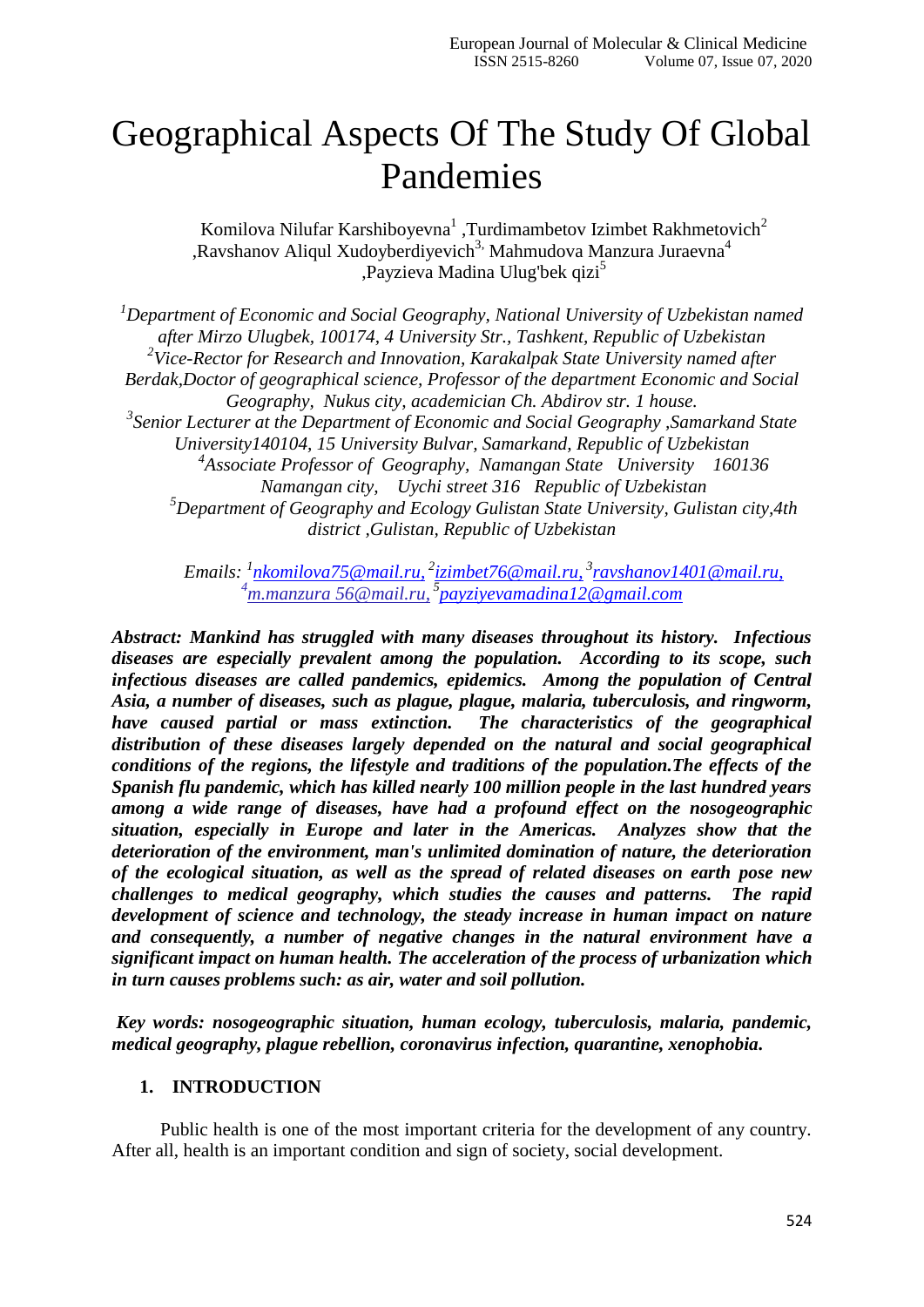# Geographical Aspects Of The Study Of Global Pandemies

Komilova Nilufar Karshiboyevna[1] ,Turdimambetov Izimbet Rakhmetovich[2] ,Ravshanov Aliqul Xudoyberdiyevich[3,] Mahmudova Manzura Juraevna[4] ,Payzieva Madina Ulug'bek qizi[5]

*[1]Department of Economic and Social Geography, National University of Uzbekistan named after Mirzo Ulugbek, 100174, 4 University Str., Tashkent, Republic of Uzbekistan*
*[2]Vice-Rector for Research and Innovation, Karakalpak State University named after Berdak,Doctor of geographical science, Professor of the department Economic and Social Geography, Nukus city, academician Ch. Abdirov str. 1 house.*
*[3]Senior Lecturer at the Department of Economic and Social Geography ,Samarkand State University140104, 15 University Bulvar, Samarkand, Republic of Uzbekistan*
*[4]Associate Professor of Geography, Namangan State University 160136 Namangan city, Uychi street 316 Republic of Uzbekistan*
*[5]Department of Geography and Ecology Gulistan State University, Gulistan city,4th district ,Gulistan, Republic of Uzbekistan*

*Emails: [1]nkomilova75@mail.ru, [2]izimbet76@mail.ru, [3]ravshanov1401@mail.ru, [4]m.manzura 56@mail.ru, [5]payziyevamadina12@gmail.com*

***Abstract: Mankind has struggled with many diseases throughout its history. Infectious diseases are especially prevalent among the population. According to its scope, such infectious diseases are called pandemics, epidemics. Among the population of Central Asia, a number of diseases, such as plague, plague, malaria, tuberculosis, and ringworm, have caused partial or mass extinction. The characteristics of the geographical distribution of these diseases largely depended on the natural and social geographical conditions of the regions, the lifestyle and traditions of the population.The effects of the Spanish flu pandemic, which has killed nearly 100 million people in the last hundred years among a wide range of diseases, have had a profound effect on the nosogeographic situation, especially in Europe and later in the Americas. Analyzes show that the deterioration of the environment, man's unlimited domination of nature, the deterioration of the ecological situation, as well as the spread of related diseases on earth pose new challenges to medical geography, which studies the causes and patterns. The rapid development of science and technology, the steady increase in human impact on nature and consequently, a number of negative changes in the natural environment have a significant impact on human health. The acceleration of the process of urbanization which in turn causes problems such: as air, water and soil pollution.***

***Key words: nosogeographic situation, human ecology, tuberculosis, malaria, pandemic, medical geography, plague rebellion, coronavirus infection, quarantine, xenophobia.***

## 1. INTRODUCTION

Public health is one of the most important criteria for the development of any country. After all, health is an important condition and sign of society, social development.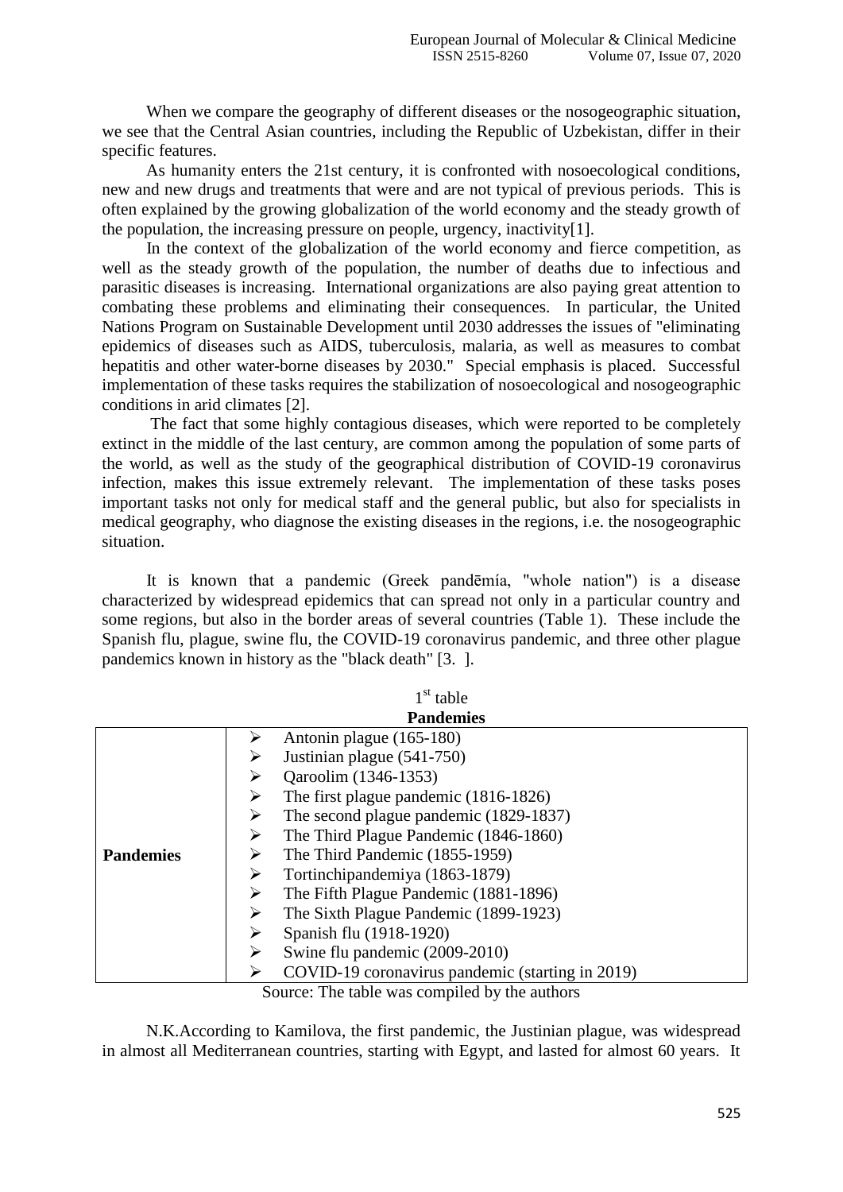When we compare the geography of different diseases or the nosogeographic situation, we see that the Central Asian countries, including the Republic of Uzbekistan, differ in their specific features.

As humanity enters the 21st century, it is confronted with nosoecological conditions, new and new drugs and treatments that were and are not typical of previous periods. This is often explained by the growing globalization of the world economy and the steady growth of the population, the increasing pressure on people, urgency, inactivity[1].

In the context of the globalization of the world economy and fierce competition, as well as the steady growth of the population, the number of deaths due to infectious and parasitic diseases is increasing. International organizations are also paying great attention to combating these problems and eliminating their consequences. In particular, the United Nations Program on Sustainable Development until 2030 addresses the issues of "eliminating epidemics of diseases such as AIDS, tuberculosis, malaria, as well as measures to combat hepatitis and other water-borne diseases by 2030." Special emphasis is placed. Successful implementation of these tasks requires the stabilization of nosoecological and nosogeographic conditions in arid climates [2].

The fact that some highly contagious diseases, which were reported to be completely extinct in the middle of the last century, are common among the population of some parts of the world, as well as the study of the geographical distribution of COVID-19 coronavirus infection, makes this issue extremely relevant. The implementation of these tasks poses important tasks not only for medical staff and the general public, but also for specialists in medical geography, who diagnose the existing diseases in the regions, i.e. the nosogeographic situation.

It is known that a pandemic (Greek pandēmía, "whole nation") is a disease characterized by widespread epidemics that can spread not only in a particular country and some regions, but also in the border areas of several countries (Table 1). These include the Spanish flu, plague, swine flu, the COVID-19 coronavirus pandemic, and three other plague pandemics known in history as the "black death" [3. ].

1st table

**Pandemies**

| | |
|---|---|
| **Pandemies** | ➢ Antonin plague (165-180)<br>➢ Justinian plague (541-750)<br>➢ Qaroolim (1346-1353)<br>➢ The first plague pandemic (1816-1826)<br>➢ The second plague pandemic (1829-1837)<br>➢ The Third Plague Pandemic (1846-1860)<br>➢ The Third Pandemic (1855-1959)<br>➢ Tortinchipandemiya (1863-1879)<br>➢ The Fifth Plague Pandemic (1881-1896)<br>➢ The Sixth Plague Pandemic (1899-1923)<br>➢ Spanish flu (1918-1920)<br>➢ Swine flu pandemic (2009-2010)<br>➢ COVID-19 coronavirus pandemic (starting in 2019) |

Source: The table was compiled by the authors

N.K.According to Kamilova, the first pandemic, the Justinian plague, was widespread in almost all Mediterranean countries, starting with Egypt, and lasted for almost 60 years. It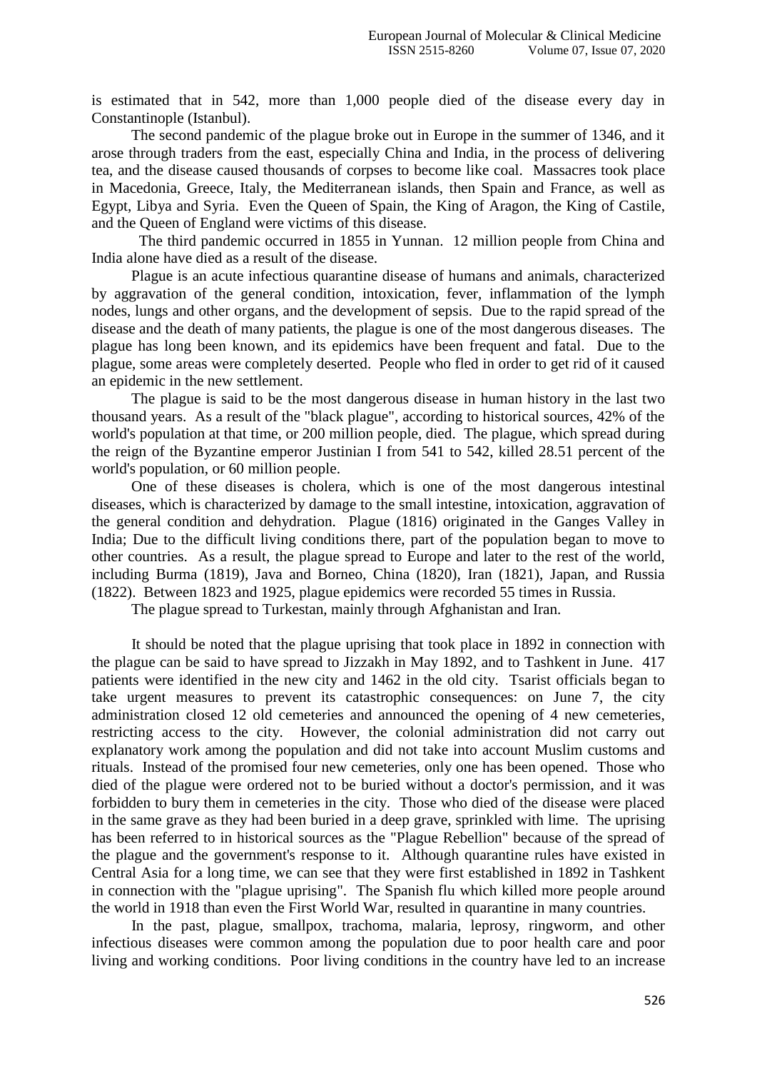is estimated that in 542, more than 1,000 people died of the disease every day in Constantinople (Istanbul).

The second pandemic of the plague broke out in Europe in the summer of 1346, and it arose through traders from the east, especially China and India, in the process of delivering tea, and the disease caused thousands of corpses to become like coal. Massacres took place in Macedonia, Greece, Italy, the Mediterranean islands, then Spain and France, as well as Egypt, Libya and Syria. Even the Queen of Spain, the King of Aragon, the King of Castile, and the Queen of England were victims of this disease.

The third pandemic occurred in 1855 in Yunnan. 12 million people from China and India alone have died as a result of the disease.

Plague is an acute infectious quarantine disease of humans and animals, characterized by aggravation of the general condition, intoxication, fever, inflammation of the lymph nodes, lungs and other organs, and the development of sepsis. Due to the rapid spread of the disease and the death of many patients, the plague is one of the most dangerous diseases. The plague has long been known, and its epidemics have been frequent and fatal. Due to the plague, some areas were completely deserted. People who fled in order to get rid of it caused an epidemic in the new settlement.

The plague is said to be the most dangerous disease in human history in the last two thousand years. As a result of the "black plague", according to historical sources, 42% of the world's population at that time, or 200 million people, died. The plague, which spread during the reign of the Byzantine emperor Justinian I from 541 to 542, killed 28.51 percent of the world's population, or 60 million people.

One of these diseases is cholera, which is one of the most dangerous intestinal diseases, which is characterized by damage to the small intestine, intoxication, aggravation of the general condition and dehydration. Plague (1816) originated in the Ganges Valley in India; Due to the difficult living conditions there, part of the population began to move to other countries. As a result, the plague spread to Europe and later to the rest of the world, including Burma (1819), Java and Borneo, China (1820), Iran (1821), Japan, and Russia (1822). Between 1823 and 1925, plague epidemics were recorded 55 times in Russia.

The plague spread to Turkestan, mainly through Afghanistan and Iran.

It should be noted that the plague uprising that took place in 1892 in connection with the plague can be said to have spread to Jizzakh in May 1892, and to Tashkent in June. 417 patients were identified in the new city and 1462 in the old city. Tsarist officials began to take urgent measures to prevent its catastrophic consequences: on June 7, the city administration closed 12 old cemeteries and announced the opening of 4 new cemeteries, restricting access to the city. However, the colonial administration did not carry out explanatory work among the population and did not take into account Muslim customs and rituals. Instead of the promised four new cemeteries, only one has been opened. Those who died of the plague were ordered not to be buried without a doctor's permission, and it was forbidden to bury them in cemeteries in the city. Those who died of the disease were placed in the same grave as they had been buried in a deep grave, sprinkled with lime. The uprising has been referred to in historical sources as the "Plague Rebellion" because of the spread of the plague and the government's response to it. Although quarantine rules have existed in Central Asia for a long time, we can see that they were first established in 1892 in Tashkent in connection with the "plague uprising". The Spanish flu which killed more people around the world in 1918 than even the First World War, resulted in quarantine in many countries.

In the past, plague, smallpox, trachoma, malaria, leprosy, ringworm, and other infectious diseases were common among the population due to poor health care and poor living and working conditions. Poor living conditions in the country have led to an increase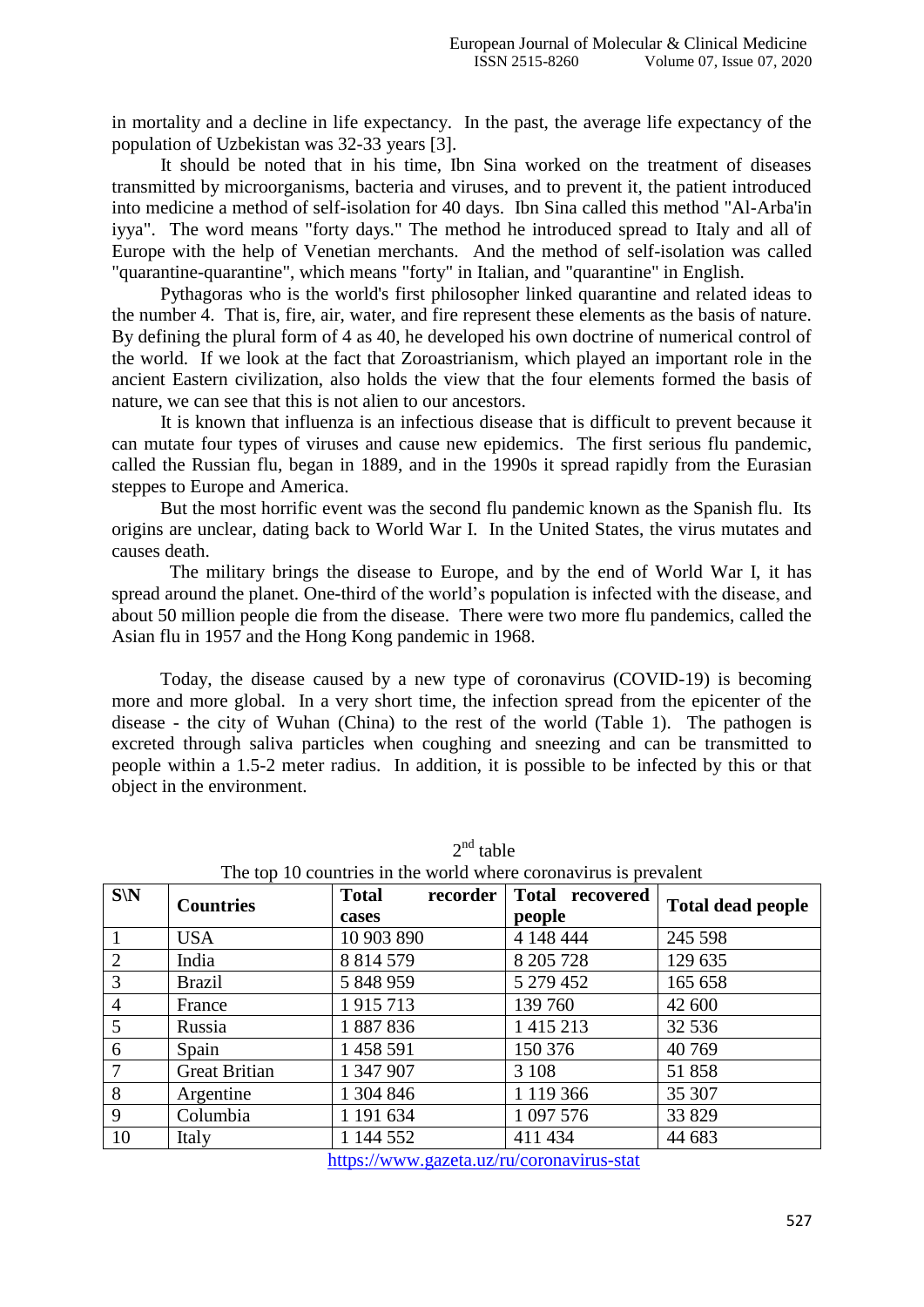in mortality and a decline in life expectancy. In the past, the average life expectancy of the population of Uzbekistan was 32-33 years [3].

It should be noted that in his time, Ibn Sina worked on the treatment of diseases transmitted by microorganisms, bacteria and viruses, and to prevent it, the patient introduced into medicine a method of self-isolation for 40 days. Ibn Sina called this method "Al-Arba'in iyya". The word means "forty days." The method he introduced spread to Italy and all of Europe with the help of Venetian merchants. And the method of self-isolation was called "quarantine-quarantine", which means "forty" in Italian, and "quarantine" in English.

Pythagoras who is the world's first philosopher linked quarantine and related ideas to the number 4. That is, fire, air, water, and fire represent these elements as the basis of nature. By defining the plural form of 4 as 40, he developed his own doctrine of numerical control of the world. If we look at the fact that Zoroastrianism, which played an important role in the ancient Eastern civilization, also holds the view that the four elements formed the basis of nature, we can see that this is not alien to our ancestors.

It is known that influenza is an infectious disease that is difficult to prevent because it can mutate four types of viruses and cause new epidemics. The first serious flu pandemic, called the Russian flu, began in 1889, and in the 1990s it spread rapidly from the Eurasian steppes to Europe and America.

But the most horrific event was the second flu pandemic known as the Spanish flu. Its origins are unclear, dating back to World War I. In the United States, the virus mutates and causes death.

The military brings the disease to Europe, and by the end of World War I, it has spread around the planet. One-third of the world's population is infected with the disease, and about 50 million people die from the disease. There were two more flu pandemics, called the Asian flu in 1957 and the Hong Kong pandemic in 1968.

Today, the disease caused by a new type of coronavirus (COVID-19) is becoming more and more global. In a very short time, the infection spread from the epicenter of the disease - the city of Wuhan (China) to the rest of the world (Table 1). The pathogen is excreted through saliva particles when coughing and sneezing and can be transmitted to people within a 1.5-2 meter radius. In addition, it is possible to be infected by this or that object in the environment.

2nd table

The top 10 countries in the world where coronavirus is prevalent

| S\N | Countries | Total recorder cases | Total recovered people | Total dead people |
|---|---|---|---|---|
| 1 | USA | 10 903 890 | 4 148 444 | 245 598 |
| 2 | India | 8 814 579 | 8 205 728 | 129 635 |
| 3 | Brazil | 5 848 959 | 5 279 452 | 165 658 |
| 4 | France | 1 915 713 | 139 760 | 42 600 |
| 5 | Russia | 1 887 836 | 1 415 213 | 32 536 |
| 6 | Spain | 1 458 591 | 150 376 | 40 769 |
| 7 | Great Britian | 1 347 907 | 3 108 | 51 858 |
| 8 | Argentine | 1 304 846 | 1 119 366 | 35 307 |
| 9 | Columbia | 1 191 634 | 1 097 576 | 33 829 |
| 10 | Italy | 1 144 552 | 411 434 | 44 683 |

https://www.gazeta.uz/ru/coronavirus-stat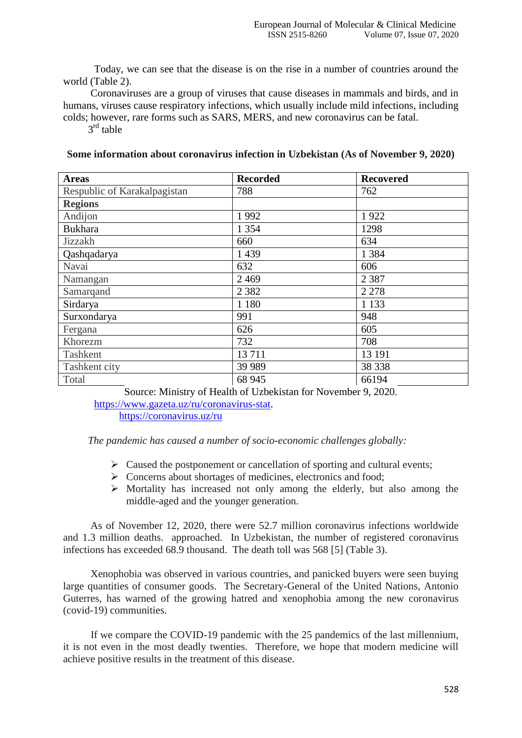Today, we can see that the disease is on the rise in a number of countries around the world (Table 2).

Coronaviruses are a group of viruses that cause diseases in mammals and birds, and in humans, viruses cause respiratory infections, which usually include mild infections, including colds; however, rare forms such as SARS, MERS, and new coronavirus can be fatal.

3rd table

**Some information about coronavirus infection in Uzbekistan (As of November 9, 2020)**

| **Areas** | **Recorded** | **Recovered** |
|---|---|---|
| Respublic of Karakalpagistan | 788 | 762 |
| **Regions** | | |
| Andijon | 1 992 | 1 922 |
| Bukhara | 1 354 | 1298 |
| Jizzakh | 660 | 634 |
| Qashqadarya | 1 439 | 1 384 |
| Navai | 632 | 606 |
| Namangan | 2 469 | 2 387 |
| Samarqand | 2 382 | 2 278 |
| Sirdarya | 1 180 | 1 133 |
| Surxondarya | 991 | 948 |
| Fergana | 626 | 605 |
| Khorezm | 732 | 708 |
| Tashkent | 13 711 | 13 191 |
| Tashkent city | 39 989 | 38 338 |
| Total | 68 945 | 66194 |

Source: Ministry of Health of Uzbekistan for November 9, 2020.
https://www.gazeta.uz/ru/coronavirus-stat.
https://coronavirus.uz/ru

*The pandemic has caused a number of socio-economic challenges globally:*

- Caused the postponement or cancellation of sporting and cultural events;
- Concerns about shortages of medicines, electronics and food;
- Mortality has increased not only among the elderly, but also among the middle-aged and the younger generation.

As of November 12, 2020, there were 52.7 million coronavirus infections worldwide and 1.3 million deaths. approached. In Uzbekistan, the number of registered coronavirus infections has exceeded 68.9 thousand. The death toll was 568 [5] (Table 3).

Xenophobia was observed in various countries, and panicked buyers were seen buying large quantities of consumer goods. The Secretary-General of the United Nations, Antonio Guterres, has warned of the growing hatred and xenophobia among the new coronavirus (covid-19) communities.

If we compare the COVID-19 pandemic with the 25 pandemics of the last millennium, it is not even in the most deadly twenties. Therefore, we hope that modern medicine will achieve positive results in the treatment of this disease.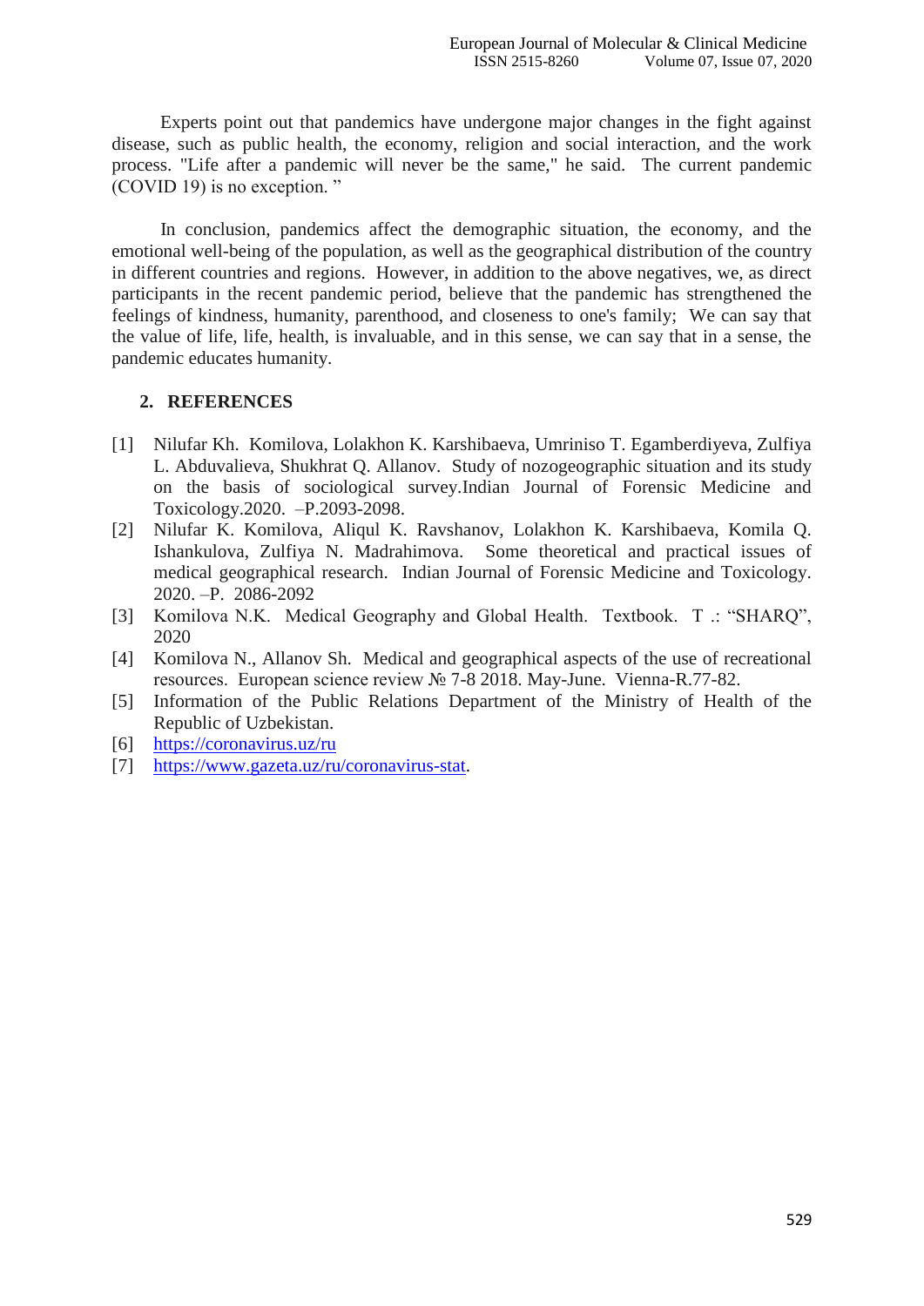Experts point out that pandemics have undergone major changes in the fight against disease, such as public health, the economy, religion and social interaction, and the work process. "Life after a pandemic will never be the same," he said. The current pandemic (COVID 19) is no exception. "

In conclusion, pandemics affect the demographic situation, the economy, and the emotional well-being of the population, as well as the geographical distribution of the country in different countries and regions. However, in addition to the above negatives, we, as direct participants in the recent pandemic period, believe that the pandemic has strengthened the feelings of kindness, humanity, parenthood, and closeness to one's family; We can say that the value of life, life, health, is invaluable, and in this sense, we can say that in a sense, the pandemic educates humanity.

## 2. REFERENCES

[1] Nilufar Kh. Komilova, Lolakhon K. Karshibaeva, Umriniso T. Egamberdiyeva, Zulfiya L. Abduvalieva, Shukhrat Q. Allanov. Study of nozogeographic situation and its study on the basis of sociological survey.Indian Journal of Forensic Medicine and Toxicology.2020. –P.2093-2098.

[2] Nilufar K. Komilova, Aliqul K. Ravshanov, Lolakhon K. Karshibaeva, Komila Q. Ishankulova, Zulfiya N. Madrahimova. Some theoretical and practical issues of medical geographical research. Indian Journal of Forensic Medicine and Toxicology. 2020. –P. 2086-2092

[3] Komilova N.K. Medical Geography and Global Health. Textbook. T .: "SHARQ", 2020

[4] Komilova N., Allanov Sh. Medical and geographical aspects of the use of recreational resources. European science review № 7-8 2018. May-June. Vienna-R.77-82.

[5] Information of the Public Relations Department of the Ministry of Health of the Republic of Uzbekistan.

[6] https://coronavirus.uz/ru

[7] https://www.gazeta.uz/ru/coronavirus-stat.